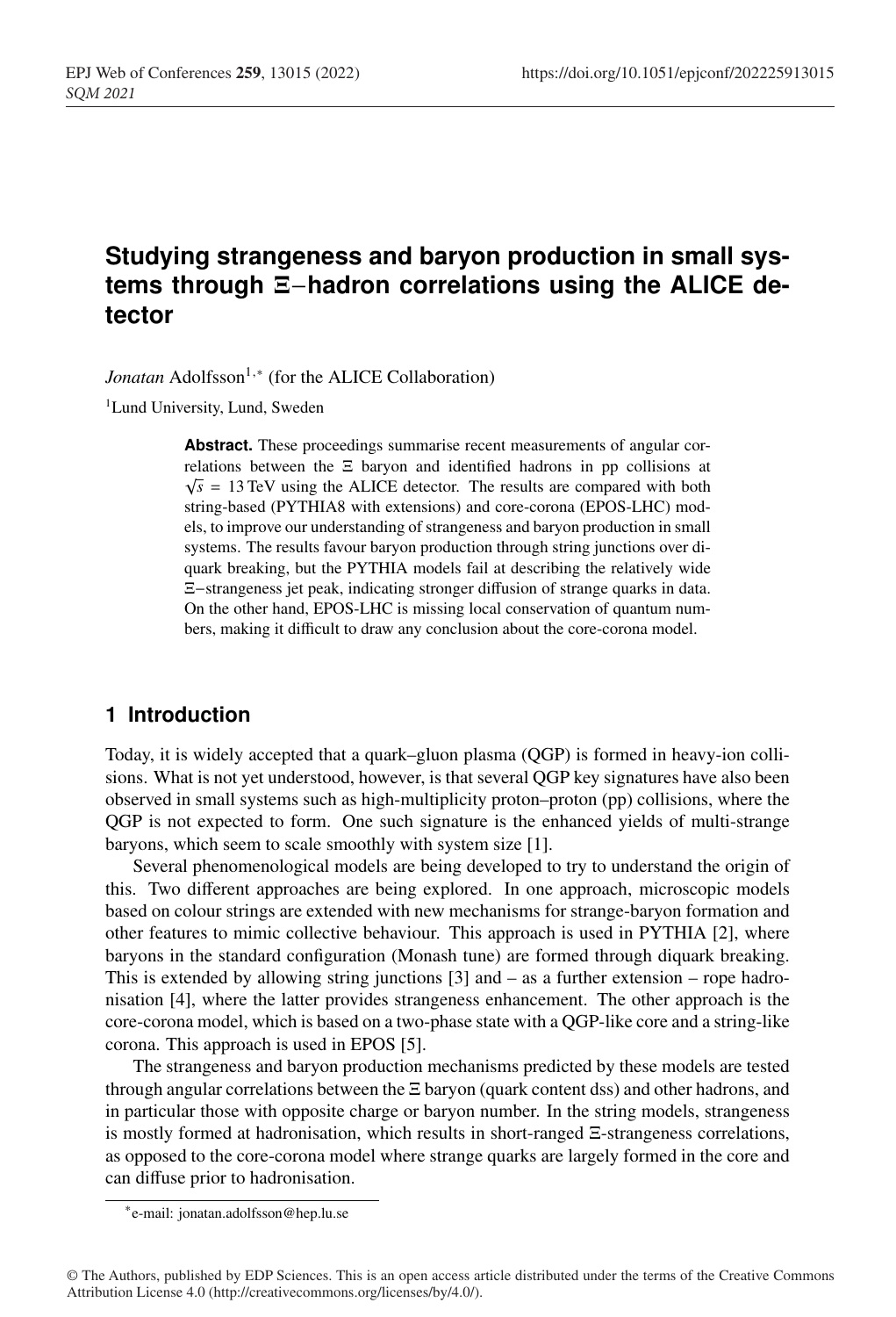# Studying strangeness and baryon production in small systems through Ξ−hadron correlations using the ALICE detector

*Jonatan* Adolfsson[1,*] (for the ALICE Collaboration)

[1]Lund University, Lund, Sweden

**Abstract.** These proceedings summarise recent measurements of angular correlations between the Ξ baryon and identified hadrons in pp collisions at $\sqrt{s}$ = 13 TeV using the ALICE detector. The results are compared with both string-based (PYTHIA8 with extensions) and core-corona (EPOS-LHC) models, to improve our understanding of strangeness and baryon production in small systems. The results favour baryon production through string junctions over diquark breaking, but the PYTHIA models fail at describing the relatively wide Ξ−strangeness jet peak, indicating stronger diffusion of strange quarks in data. On the other hand, EPOS-LHC is missing local conservation of quantum numbers, making it difficult to draw any conclusion about the core-corona model.

## 1 Introduction

Today, it is widely accepted that a quark–gluon plasma (QGP) is formed in heavy-ion collisions. What is not yet understood, however, is that several QGP key signatures have also been observed in small systems such as high-multiplicity proton–proton (pp) collisions, where the QGP is not expected to form. One such signature is the enhanced yields of multi-strange baryons, which seem to scale smoothly with system size [1].

Several phenomenological models are being developed to try to understand the origin of this. Two different approaches are being explored. In one approach, microscopic models based on colour strings are extended with new mechanisms for strange-baryon formation and other features to mimic collective behaviour. This approach is used in PYTHIA [2], where baryons in the standard configuration (Monash tune) are formed through diquark breaking. This is extended by allowing string junctions [3] and – as a further extension – rope hadronisation [4], where the latter provides strangeness enhancement. The other approach is the core-corona model, which is based on a two-phase state with a QGP-like core and a string-like corona. This approach is used in EPOS [5].

The strangeness and baryon production mechanisms predicted by these models are tested through angular correlations between the Ξ baryon (quark content dss) and other hadrons, and in particular those with opposite charge or baryon number. In the string models, strangeness is mostly formed at hadronisation, which results in short-ranged Ξ-strangeness correlations, as opposed to the core-corona model where strange quarks are largely formed in the core and can diffuse prior to hadronisation.

[*]e-mail: jonatan.adolfsson@hep.lu.se

© The Authors, published by EDP Sciences. This is an open access article distributed under the terms of the Creative Commons Attribution License 4.0 (http://creativecommons.org/licenses/by/4.0/).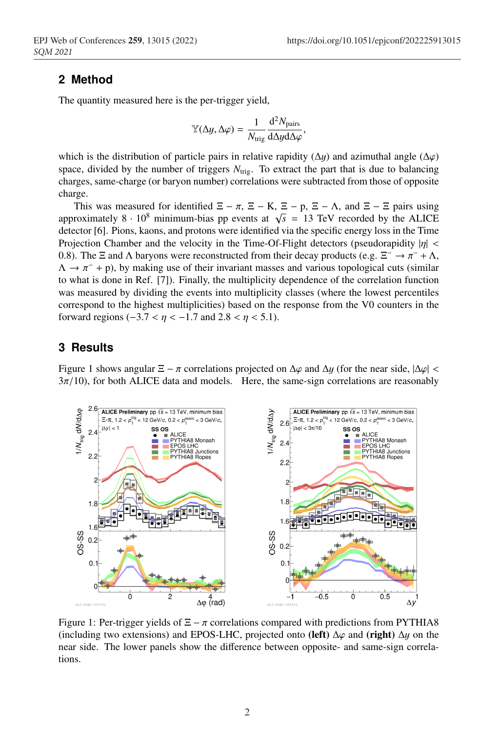## 2 Method

The quantity measured here is the per-trigger yield,

$$\mathbb{Y}(\Delta y, \Delta\varphi) = \frac{1}{N_{\mathrm{trig}}} \frac{\mathrm{d}^2 N_{\mathrm{pairs}}}{\mathrm{d}\Delta y \mathrm{d}\Delta\varphi},$$

which is the distribution of particle pairs in relative rapidity ($\Delta y$) and azimuthal angle ($\Delta\varphi$) space, divided by the number of triggers $N_{\mathrm{trig}}$. To extract the part that is due to balancing charges, same-charge (or baryon number) correlations were subtracted from those of opposite charge.

This was measured for identified $\Xi - \pi$, $\Xi - \mathrm{K}$, $\Xi - \mathrm{p}$, $\Xi - \Lambda$, and $\Xi - \Xi$ pairs using approximately $8 \cdot 10^8$ minimum-bias pp events at $\sqrt{s}$ = 13 TeV recorded by the ALICE detector [6]. Pions, kaons, and protons were identified via the specific energy loss in the Time Projection Chamber and the velocity in the Time-Of-Flight detectors (pseudorapidity $|\eta| < 0.8$). The $\Xi$ and $\Lambda$ baryons were reconstructed from their decay products (e.g. $\Xi^- \rightarrow \pi^- + \Lambda$, $\Lambda \rightarrow \pi^- + \mathrm{p}$), by making use of their invariant masses and various topological cuts (similar to what is done in Ref. [7]). Finally, the multiplicity dependence of the correlation function was measured by dividing the events into multiplicity classes (where the lowest percentiles correspond to the highest multiplicities) based on the response from the V0 counters in the forward regions ($-3.7 < \eta < -1.7$ and $2.8 < \eta < 5.1$).

## 3 Results

Figure 1 shows angular $\Xi - \pi$ correlations projected on $\Delta\varphi$ and $\Delta y$ (for the near side, $|\Delta\varphi| < 3\pi/10$), for both ALICE data and models. Here, the same-sign correlations are reasonably

Figure 1: Per-trigger yields of $\Xi - \pi$ correlations compared with predictions from PYTHIA8 (including two extensions) and EPOS-LHC, projected onto **(left)** $\Delta\varphi$ and **(right)** $\Delta y$ on the near side. The lower panels show the difference between opposite- and same-sign correlations.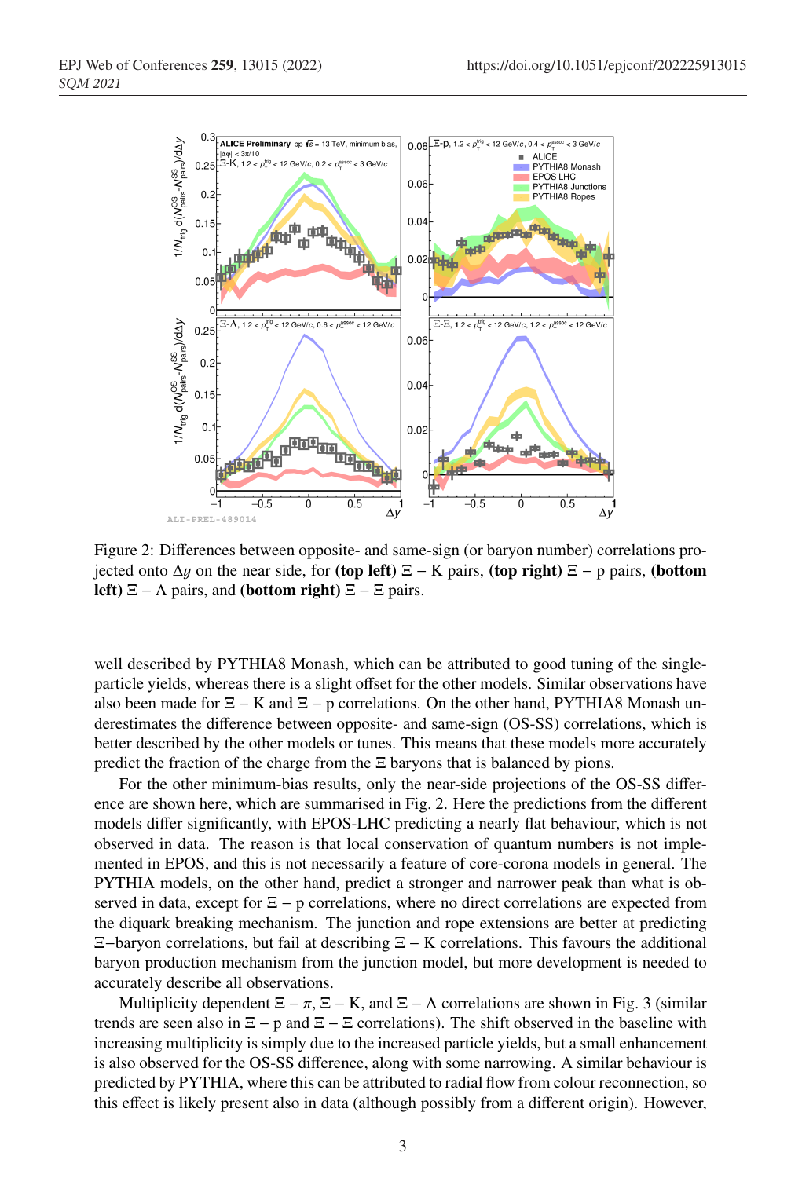Figure 2: Differences between opposite- and same-sign (or baryon number) correlations projected onto $\Delta y$ on the near side, for **(top left)** $\Xi - \mathrm{K}$ pairs, **(top right)** $\Xi - \mathrm{p}$ pairs, **(bottom left)** $\Xi - \Lambda$ pairs, and **(bottom right)** $\Xi - \Xi$ pairs.

well described by PYTHIA8 Monash, which can be attributed to good tuning of the single-particle yields, whereas there is a slight offset for the other models. Similar observations have also been made for $\Xi - \mathrm{K}$ and $\Xi - \mathrm{p}$ correlations. On the other hand, PYTHIA8 Monash underestimates the difference between opposite- and same-sign (OS-SS) correlations, which is better described by the other models or tunes. This means that these models more accurately predict the fraction of the charge from the $\Xi$ baryons that is balanced by pions.

For the other minimum-bias results, only the near-side projections of the OS-SS difference are shown here, which are summarised in Fig. 2. Here the predictions from the different models differ significantly, with EPOS-LHC predicting a nearly flat behaviour, which is not observed in data. The reason is that local conservation of quantum numbers is not implemented in EPOS, and this is not necessarily a feature of core-corona models in general. The PYTHIA models, on the other hand, predict a stronger and narrower peak than what is observed in data, except for $\Xi - \mathrm{p}$ correlations, where no direct correlations are expected from the diquark breaking mechanism. The junction and rope extensions are better at predicting $\Xi$−baryon correlations, but fail at describing $\Xi - \mathrm{K}$ correlations. This favours the additional baryon production mechanism from the junction model, but more development is needed to accurately describe all observations.

Multiplicity dependent $\Xi - \pi$, $\Xi - \mathrm{K}$, and $\Xi - \Lambda$ correlations are shown in Fig. 3 (similar trends are seen also in $\Xi - \mathrm{p}$ and $\Xi - \Xi$ correlations). The shift observed in the baseline with increasing multiplicity is simply due to the increased particle yields, but a small enhancement is also observed for the OS-SS difference, along with some narrowing. A similar behaviour is predicted by PYTHIA, where this can be attributed to radial flow from colour reconnection, so this effect is likely present also in data (although possibly from a different origin). However,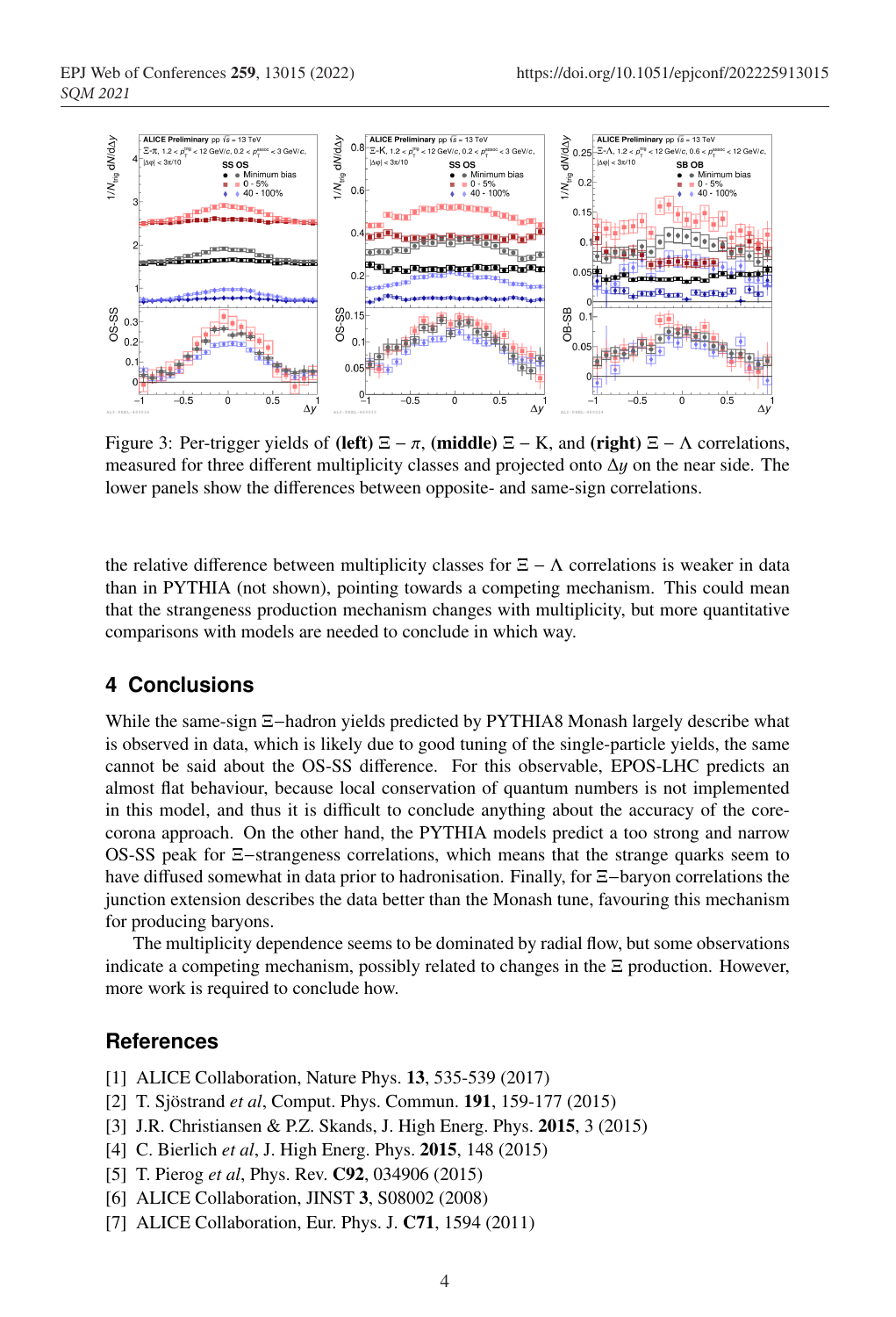ALICE Preliminary pp $\sqrt{s}$ = 13 TeV

$\Xi$-$\pi$, 1.2 < $p_T^{trig}$ < 12 GeV/$c$, 0.2 < $p_T^{assoc}$ < 3 GeV/$c$,

$|\Delta\varphi| < 3\pi/10$

SS OS

Minimum bias

0 - 5%

40 - 100%

$1/N_{trig}$ dN/d$\Delta y$

OS-SS

$\Delta y$

ALICE Preliminary pp $\sqrt{s}$ = 13 TeV

$\Xi$-K, 1.2 < $p_T^{trig}$ < 12 GeV/$c$, 0.2 < $p_T^{assoc}$ < 3 GeV/$c$,

$|\Delta\varphi| < 3\pi/10$

SS OS

Minimum bias

0 - 5%

40 - 100%

$1/N_{trig}$ dN/d$\Delta y$

OS-SS

$\Delta y$

ALICE Preliminary pp $\sqrt{s}$ = 13 TeV

$\Xi$-$\Lambda$, 1.2 < $p_T^{trig}$ < 12 GeV/$c$, 0.6 < $p_T^{assoc}$ < 12 GeV/$c$,

$|\Delta\varphi| < 3\pi/10$

SB OB

Minimum bias

0 - 5%

40 - 100%

$1/N_{trig}$ dN/d$\Delta y$

OB-SB

$\Delta y$

Figure 3: Per-trigger yields of **(left)** $\Xi - \pi$, **(middle)** $\Xi$ − K, and **(right)** $\Xi - \Lambda$ correlations, measured for three different multiplicity classes and projected onto $\Delta y$ on the near side. The lower panels show the differences between opposite- and same-sign correlations.

the relative difference between multiplicity classes for $\Xi - \Lambda$ correlations is weaker in data than in PYTHIA (not shown), pointing towards a competing mechanism. This could mean that the strangeness production mechanism changes with multiplicity, but more quantitative comparisons with models are needed to conclude in which way.

## 4 Conclusions

While the same-sign $\Xi$−hadron yields predicted by PYTHIA8 Monash largely describe what is observed in data, which is likely due to good tuning of the single-particle yields, the same cannot be said about the OS-SS difference. For this observable, EPOS-LHC predicts an almost flat behaviour, because local conservation of quantum numbers is not implemented in this model, and thus it is difficult to conclude anything about the accuracy of the core-corona approach. On the other hand, the PYTHIA models predict a too strong and narrow OS-SS peak for $\Xi$−strangeness correlations, which means that the strange quarks seem to have diffused somewhat in data prior to hadronisation. Finally, for $\Xi$−baryon correlations the junction extension describes the data better than the Monash tune, favouring this mechanism for producing baryons.

The multiplicity dependence seems to be dominated by radial flow, but some observations indicate a competing mechanism, possibly related to changes in the $\Xi$ production. However, more work is required to conclude how.

## References

[1] ALICE Collaboration, Nature Phys. **13**, 535-539 (2017)

[2] T. Sjöstrand *et al*, Comput. Phys. Commun. **191**, 159-177 (2015)

[3] J.R. Christiansen & P.Z. Skands, J. High Energ. Phys. **2015**, 3 (2015)

[4] C. Bierlich *et al*, J. High Energ. Phys. **2015**, 148 (2015)

[5] T. Pierog *et al*, Phys. Rev. **C92**, 034906 (2015)

[6] ALICE Collaboration, JINST **3**, S08002 (2008)

[7] ALICE Collaboration, Eur. Phys. J. **C71**, 1594 (2011)